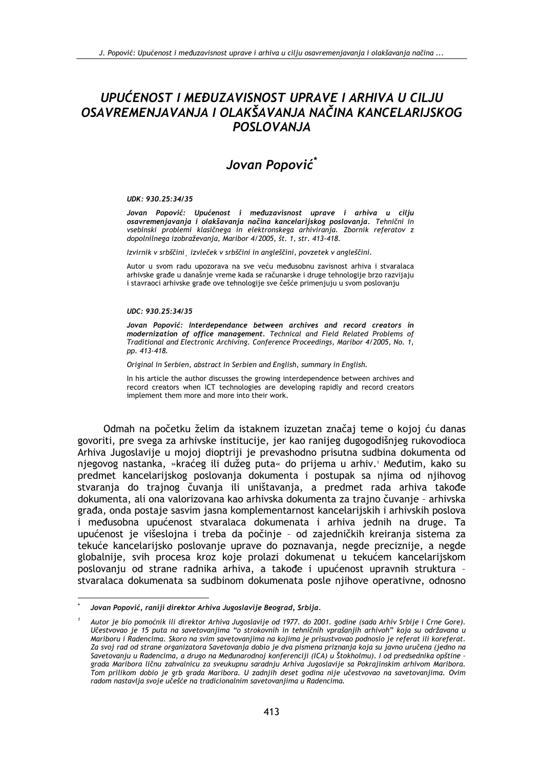# UPUĆENOST I MEĐUZAVISNOST UPRAVE I ARHIVA U CILJU OSAVREMENJAVANJA I OLAKŠAVANJA NAČINA KANCELARIJSKOG POSLOVANJA

## Jovan Popović*

*UDK: 930.25:34/35*

***Jovan Popović: Upućenost i međuzavisnost uprave i arhiva u cilju osavremenjavanja i olakšavanja načina kancelarijskog poslovanja.*** *Tehnični in vsebinski problemi klasičnega in elektronskega arhiviranja. Zbornik referatov z dopolnilnega izobraževanja, Maribor 4/2005, št. 1, str. 413-418.*

*Izvirnik v srbščini¸ izvleček v srbščini in angleščini, povzetek v angleščini.*

Autor u svom radu upozorava na sve veću međusobnu zavisnost arhiva i stvaralaca arhivske građe u današnje vreme kada se računarske i druge tehnologije brzo razvijaju i stvaraoci arhivske građe ove tehnologije sve češće primenjuju u svom poslovanju

*UDC: 930.25:34/35*

***Jovan Popović: Interdependance between archives and record creators in modernization of office management.*** *Technical and Field Related Problems of Traditional and Electronic Archiving. Conference Proceedings, Maribor 4/2005, No. 1, pp. 413-418.*

*Original in Serbien, abstract in Serbien and English, summary in English.*

In his article the author discusses the growing interdependence between archives and record creators when ICT technologies are developing rapidly and record creators implement them more and more into their work.

Odmah na početku želim da istaknem izuzetan značaj teme o kojoj ću danas govoriti, pre svega za arhivske institucije, jer kao ranijeg dugogodišnjeg rukovodioca Arhiva Jugoslavije u mojoj dioptriji je prevashodno prisutna sudbina dokumenta od njegovog nastanka, »kraćeg ili dužeg puta« do prijema u arhiv.[1] Međutim, kako su predmet kancelarijskog poslovanja dokumenta i postupak sa njima od njihovog stvaranja do trajnog čuvanja ili uništavanja, a predmet rada arhiva takođe dokumenta, ali ona valorizovana kao arhivska dokumenta za trajno čuvanje – arhivska građa, onda postaje sasvim jasna komplementarnost kancelarijskih i arhivskih poslova i međusobna upućenost stvaralaca dokumenata i arhiva jednih na druge. Ta upućenost je višeslojna i treba da počinje – od zajedničkih kreiranja sistema za tekuće kancelarijsko poslovanje uprave do poznavanja, negde preciznije, a negde globalnije, svih procesa kroz koje prolazi dokumenat u tekućem kancelarijskom poslovanju od strane radnika arhiva, a takođe i upućenost upravnih struktura – stvaralaca dokumenata sa sudbinom dokumenata posle njihove operativne, odnosno

---

\* *Jovan Popović, raniji direktor Arhiva Jugoslavije Beograd, Srbija.*

[1] *Autor je bio pomoćnik ili direktor Arhiva Jugoslavije od 1977. do 2001. godine (sada Arhiv Srbije i Crne Gore). Učestvovao je 15 puta na savetovanjima "o strokovnih in tehničnih vprašanjih arhivoh" koja su održavana u Mariboru i Radencima. Skoro na svim savetovanjima na kojima je prisustvovao podnosio je referat ili koreferat. Za svoj rad od strane organizatora Savetovanja dobio je dva pismena priznanja koja su javno uručena (jedno na Savetovanju u Radencima, a drugo na Međunarodnoj konferenciji (ICA) u Štokholmu). I od predsednika opštine – grada Maribora ličnu zahvalnicu za sveukupnu saradnju Arhiva Jugoslavije sa Pokrajinskim arhivom Maribora. Tom prilikom dobio je grb grada Maribora. U zadnjih deset godina nije učestvovao na savetovanjima. Ovim radom nastavlja svoje učešće na tradicionalnim savetovanjima u Radencima.*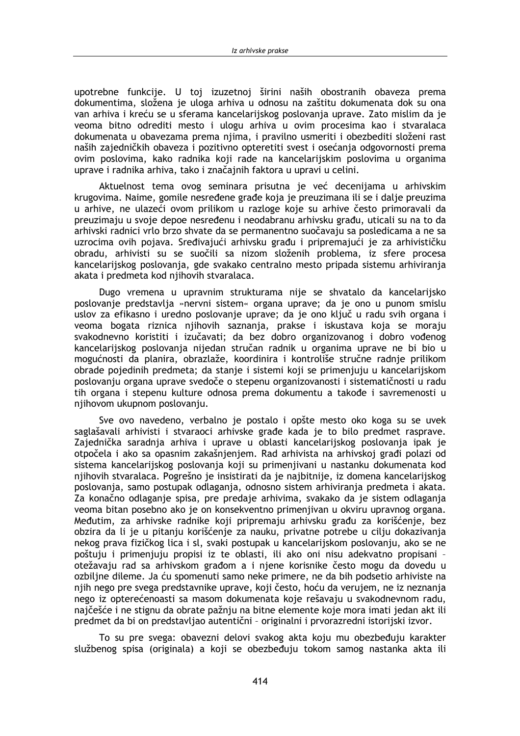upotrebne funkcije. U toj izuzetnoj širini naših obostranih obaveza prema dokumentima, složena je uloga arhiva u odnosu na zaštitu dokumenata dok su ona van arhiva i kreću se u sferama kancelarijskog poslovanja uprave. Zato mislim da je veoma bitno odrediti mesto i ulogu arhiva u ovim procesima kao i stvaralaca dokumenata u obavezama prema njima, i pravilno usmeriti i obezbediti složeni rast naših zajedničkih obaveza i pozitivno opteretiti svest i osećanja odgovornosti prema ovim poslovima, kako radnika koji rade na kancelarijskim poslovima u organima uprave i radnika arhiva, tako i značajnih faktora u upravi u celini.

Aktuelnost tema ovog seminara prisutna je već decenijama u arhivskim krugovima. Naime, gomile nesređene građe koja je preuzimana ili se i dalje preuzima u arhive, ne ulazeći ovom prilikom u razloge koje su arhive često primoravali da preuzimaju u svoje depoe nesređenu i neodabranu arhivsku građu, uticali su na to da arhivski radnici vrlo brzo shvate da se permanentno suočavaju sa posledicama a ne sa uzrocima ovih pojava. Sređivajući arhivsku građu i pripremajući je za arhivističku obradu, arhivisti su se suočili sa nizom složenih problema, iz sfere procesa kancelarijskog poslovanja, gde svakako centralno mesto pripada sistemu arhiviranja akata i predmeta kod njihovih stvaralaca.

Dugo vremena u upravnim strukturama nije se shvatalo da kancelarijsko poslovanje predstavlja »nervni sistem« organa uprave; da je ono u punom smislu uslov za efikasno i uredno poslovanje uprave; da je ono ključ u radu svih organa i veoma bogata riznica njihovih saznanja, prakse i iskustava koja se moraju svakodnevno koristiti i izučavati; da bez dobro organizovanog i dobro vođenog kancelarijskog poslovanja nijedan stručan radnik u organima uprave ne bi bio u mogućnosti da planira, obrazlaže, koordinira i kontroliše stručne radnje prilikom obrade pojedinih predmeta; da stanje i sistemi koji se primenjuju u kancelarijskom poslovanju organa uprave svedoče o stepenu organizovanosti i sistematičnosti u radu tih organa i stepenu kulture odnosa prema dokumentu a takođe i savremenosti u njihovom ukupnom poslovanju.

Sve ovo navedeno, verbalno je postalo i opšte mesto oko koga su se uvek saglašavali arhivisti i stvaraoci arhivske građe kada je to bilo predmet rasprave. Zajednička saradnja arhiva i uprave u oblasti kancelarijskog poslovanja ipak je otpočela i ako sa opasnim zakašnjenjem. Rad arhivista na arhivskoj građi polazi od sistema kancelarijskog poslovanja koji su primenjivani u nastanku dokumenata kod njihovih stvaralaca. Pogrešno je insistirati da je najbitnije, iz domena kancelarijskog poslovanja, samo postupak odlaganja, odnosno sistem arhiviranja predmeta i akata. Za konačno odlaganje spisa, pre predaje arhivima, svakako da je sistem odlaganja veoma bitan posebno ako je on konsekventno primenjivan u okviru upravnog organa. Međutim, za arhivske radnike koji pripremaju arhivsku građu za korišćenje, bez obzira da li je u pitanju korišćenje za nauku, privatne potrebe u cilju dokazivanja nekog prava fizičkog lica i sl, svaki postupak u kancelarijskom poslovanju, ako se ne poštuju i primenjuju propisi iz te oblasti, ili ako oni nisu adekvatno propisani – otežavaju rad sa arhivskom građom a i njene korisnike često mogu da dovedu u ozbiljne dileme. Ja ću spomenuti samo neke primere, ne da bih podsetio arhiviste na njih nego pre svega predstavnike uprave, koji često, hoću da verujem, ne iz neznanja nego iz opterećenoasti sa masom dokumenata koje rešavaju u svakodnevnom radu, najčešće i ne stignu da obrate pažnju na bitne elemente koje mora imati jedan akt ili predmet da bi on predstavljao autentični – originalni i prvorazredni istorijski izvor.

To su pre svega: obavezni delovi svakog akta koju mu obezbeđuju karakter službenog spisa (originala) a koji se obezbeđuju tokom samog nastanka akta ili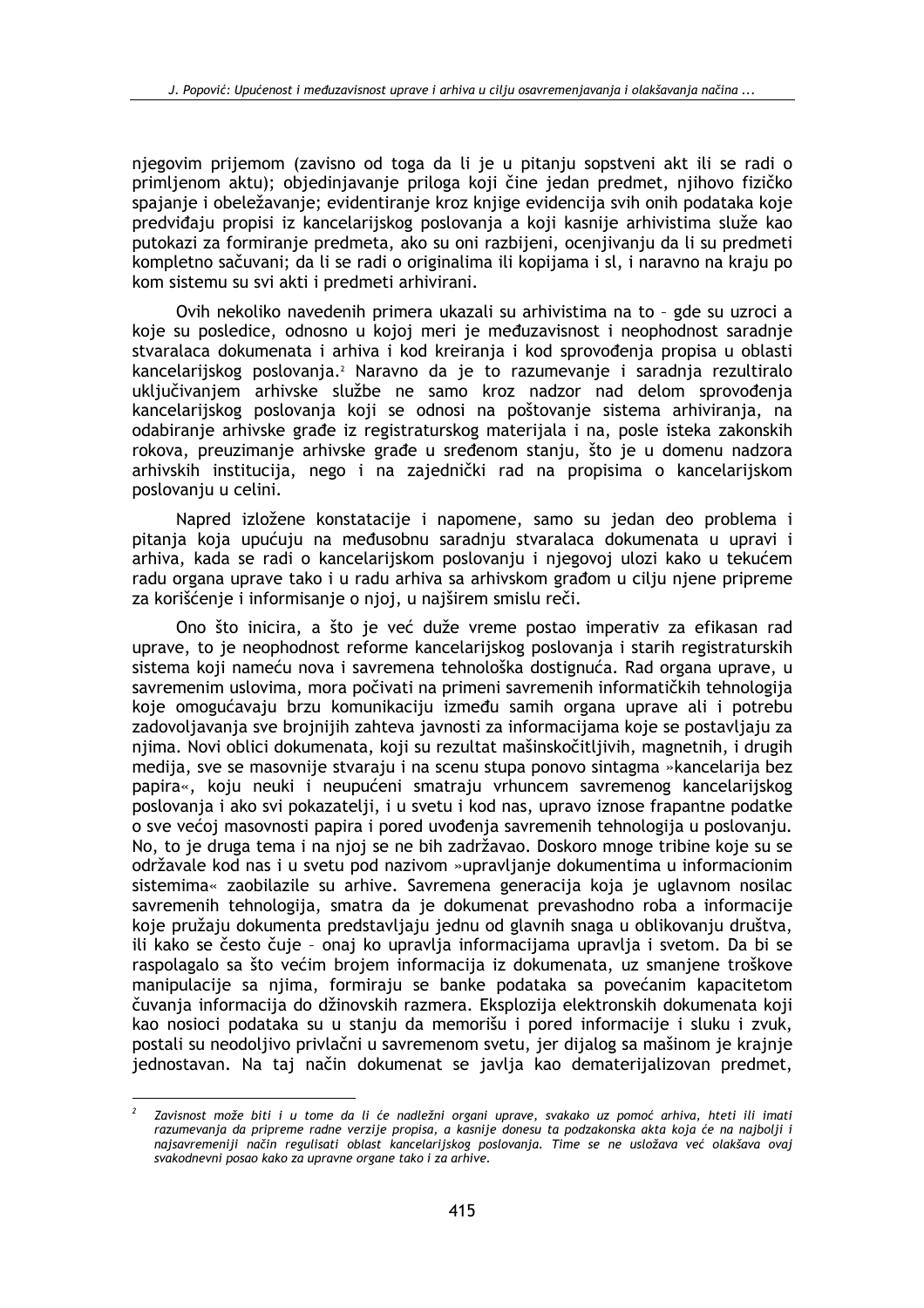njegovim prijemom (zavisno od toga da li je u pitanju sopstveni akt ili se radi o primljenom aktu); objedinjavanje priloga koji čine jedan predmet, njihovo fizičko spajanje i obeležavanje; evidentiranje kroz knjige evidencija svih onih podataka koje predviđaju propisi iz kancelarijskog poslovanja a koji kasnije arhivistima služe kao putokazi za formiranje predmeta, ako su oni razbijeni, ocenjivanju da li su predmeti kompletno sačuvani; da li se radi o originalima ili kopijama i sl, i naravno na kraju po kom sistemu su svi akti i predmeti arhivirani.

Ovih nekoliko navedenih primera ukazali su arhivistima na to – gde su uzroci a koje su posledice, odnosno u kojoj meri je međuzavisnost i neophodnost saradnje stvaralaca dokumenata i arhiva i kod kreiranja i kod sprovođenja propisa u oblasti kancelarijskog poslovanja.[2] Naravno da je to razumevanje i saradnja rezultiralo uključivanjem arhivske službe ne samo kroz nadzor nad delom sprovođenja kancelarijskog poslovanja koji se odnosi na poštovanje sistema arhiviranja, na odabiranje arhivske građe iz registraturskog materijala i na, posle isteka zakonskih rokova, preuzimanje arhivske građe u sređenom stanju, što je u domenu nadzora arhivskih institucija, nego i na zajednički rad na propisima o kancelarijskom poslovanju u celini.

Napred izložene konstatacije i napomene, samo su jedan deo problema i pitanja koja upućuju na međusobnu saradnju stvaralaca dokumenata u upravi i arhiva, kada se radi o kancelarijskom poslovanju i njegovoj ulozi kako u tekućem radu organa uprave tako i u radu arhiva sa arhivskom građom u cilju njene pripreme za korišćenje i informisanje o njoj, u najširem smislu reči.

Ono što inicira, a što je već duže vreme postao imperativ za efikasan rad uprave, to je neophodnost reforme kancelarijskog poslovanja i starih registraturskih sistema koji nameću nova i savremena tehnološka dostignuća. Rad organa uprave, u savremenim uslovima, mora počivati na primeni savremenih informatičkih tehnologija koje omogućavaju brzu komunikaciju između samih organa uprave ali i potrebu zadovoljavanja sve brojnijih zahteva javnosti za informacijama koje se postavljaju za njima. Novi oblici dokumenata, koji su rezultat mašinskočitljivih, magnetnih, i drugih medija, sve se masovnije stvaraju i na scenu stupa ponovo sintagma »kancelarija bez papira«, koju neuki i neupućeni smatraju vrhuncem savremenog kancelarijskog poslovanja i ako svi pokazatelji, i u svetu i kod nas, upravo iznose frapantne podatke o sve većoj masovnosti papira i pored uvođenja savremenih tehnologija u poslovanju. No, to je druga tema i na njoj se ne bih zadržavao. Doskoro mnoge tribine koje su se održavale kod nas i u svetu pod nazivom »upravljanje dokumentima u informacionim sistemima« zaobilazile su arhive. Savremena generacija koja je uglavnom nosilac savremenih tehnologija, smatra da je dokumenat prevashodno roba a informacije koje pružaju dokumenta predstavljaju jednu od glavnih snaga u oblikovanju društva, ili kako se često čuje – onaj ko upravlja informacijama upravlja i svetom. Da bi se raspolagalo sa što većim brojem informacija iz dokumenata, uz smanjene troškove manipulacije sa njima, formiraju se banke podataka sa povećanim kapacitetom čuvanja informacija do džinovskih razmera. Eksplozija elektronskih dokumenata koji kao nosioci podataka su u stanju da memorišu i pored informacije i sluku i zvuk, postali su neodoljivo privlačni u savremenom svetu, jer dijalog sa mašinom je krajnje jednostavan. Na taj način dokumenat se javlja kao dematerijalizovan predmet,

---

[2] *Zavisnost može biti i u tome da li će nadležni organi uprave, svakako uz pomoć arhiva, hteti ili imati razumevanja da pripreme radne verzije propisa, a kasnije donesu ta podzakonska akta koja će na najbolji i najsavremeniji način regulisati oblast kancelarijskog poslovanja. Time se ne usložava već olakšava ovaj svakodnevni posao kako za upravne organe tako i za arhive.*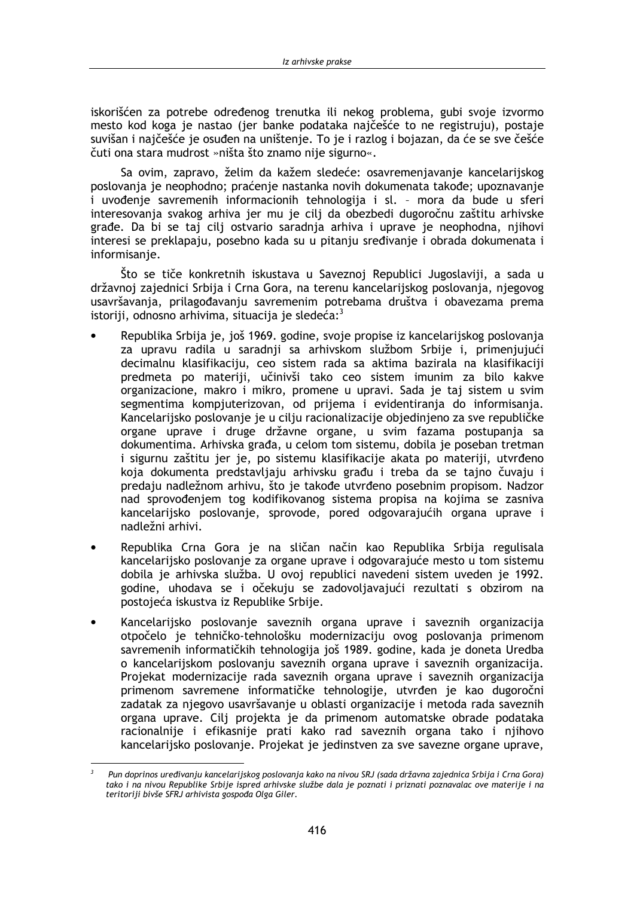iskorišćen za potrebe određenog trenutka ili nekog problema, gubi svoje izvormo mesto kod koga je nastao (jer banke podataka najčešće to ne registruju), postaje suvišan i najčešće je osuđen na uništenje. To je i razlog i bojazan, da će se sve češće čuti ona stara mudrost »ništa što znamo nije sigurno«.

Sa ovim, zapravo, želim da kažem sledeće: osavremenjavanje kancelarijskog poslovanja je neophodno; praćenje nastanka novih dokumenata takođe; upoznavanje i uvođenje savremenih informacionih tehnologija i sl. – mora da bude u sferi interesovanja svakog arhiva jer mu je cilj da obezbedi dugoročnu zaštitu arhivske građe. Da bi se taj cilj ostvario saradnja arhiva i uprave je neophodna, njihovi interesi se preklapaju, posebno kada su u pitanju sređivanje i obrada dokumenata i informisanje.

Što se tiče konkretnih iskustava u Saveznoj Republici Jugoslaviji, a sada u državnoj zajednici Srbija i Crna Gora, na terenu kancelarijskog poslovanja, njegovog usavršavanja, prilagođavanju savremenim potrebama društva i obavezama prema istoriji, odnosno arhivima, situacija je sledeća:[3]

- Republika Srbija je, još 1969. godine, svoje propise iz kancelarijskog poslovanja za upravu radila u saradnji sa arhivskom službom Srbije i, primenjujući decimalnu klasifikaciju, ceo sistem rada sa aktima bazirala na klasifikaciji predmeta po materiji, učinivši tako ceo sistem imunim za bilo kakve organizacione, makro i mikro, promene u upravi. Sada je taj sistem u svim segmentima kompjuterizovan, od prijema i evidentiranja do informisanja. Kancelarijsko poslovanje je u cilju racionalizacije objedinjeno za sve republičke organe uprave i druge državne organe, u svim fazama postupanja sa dokumentima. Arhivska građa, u celom tom sistemu, dobila je poseban tretman i sigurnu zaštitu jer je, po sistemu klasifikacije akata po materiji, utvrđeno koja dokumenta predstavljaju arhivsku građu i treba da se tajno čuvaju i predaju nadležnom arhivu, što je takođe utvrđeno posebnim propisom. Nadzor nad sprovođenjem tog kodifikovanog sistema propisa na kojima se zasniva kancelarijsko poslovanje, sprovode, pored odgovarajućih organa uprave i nadležni arhivi.
- Republika Crna Gora je na sličan način kao Republika Srbija regulisala kancelarijsko poslovanje za organe uprave i odgovarajuće mesto u tom sistemu dobila je arhivska služba. U ovoj republici navedeni sistem uveden je 1992. godine, uhodava se i očekuju se zadovoljavajući rezultati s obzirom na postojeća iskustva iz Republike Srbije.
- Kancelarijsko poslovanje saveznih organa uprave i saveznih organizacija otpočelo je tehničko-tehnološku modernizaciju ovog poslovanja primenom savremenih informatičkih tehnologija još 1989. godine, kada je doneta Uredba o kancelarijskom poslovanju saveznih organa uprave i saveznih organizacija. Projekat modernizacije rada saveznih organa uprave i saveznih organizacija primenom savremene informatičke tehnologije, utvrđen je kao dugoročni zadatak za njegovo usavršavanje u oblasti organizacije i metoda rada saveznih organa uprave. Cilj projekta je da primenom automatske obrade podataka racionalnije i efikasnije prati kako rad saveznih organa tako i njihovo kancelarijsko poslovanje. Projekat je jedinstven za sve savezne organe uprave,

[3] *Pun doprinos uređivanju kancelarijskog poslovanja kako na nivou SRJ (sada državna zajednica Srbija i Crna Gora) tako i na nivou Republike Srbije ispred arhivske službe dala je poznati i priznati poznavalac ove materije i na teritoriji bivše SFRJ arhivista gospođa Olga Giler.*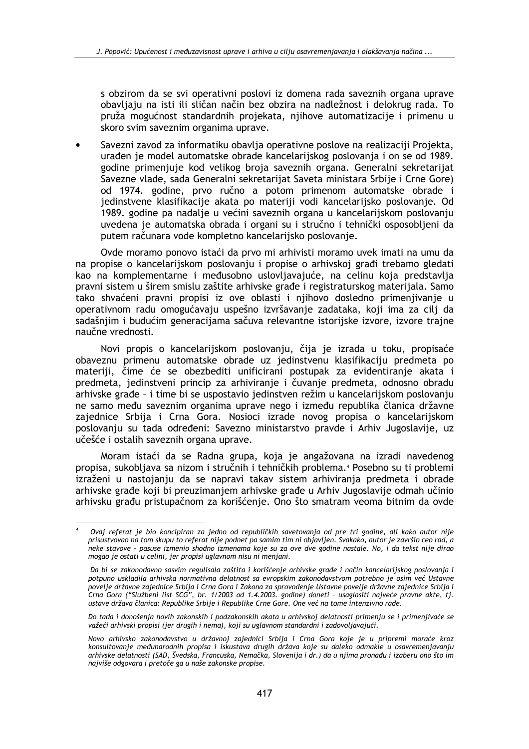s obzirom da se svi operativni poslovi iz domena rada saveznih organa uprave obavljaju na isti ili sličan način bez obzira na nadležnost i delokrug rada. To pruža mogućnost standardnih projekata, njihove automatizacije i primenu u skoro svim saveznim organima uprave.

- Savezni zavod za informatiku obavlja operativne poslove na realizaciji Projekta, urađen je model automatske obrade kancelarijskog poslovanja i on se od 1989. godine primenjuje kod velikog broja saveznih organa. Generalni sekretarijat Savezne vlade, sada Generalni sekretarijat Saveta ministara Srbije i Crne Gore) od 1974. godine, prvo ručno a potom primenom automatske obrade i jedinstvene klasifikacije akata po materiji vodi kancelarijsko poslovanje. Od 1989. godine pa nadalje u većini saveznih organa u kancelarijskom poslovanju uvedena je automatska obrada i organi su i stručno i tehnički osposobljeni da putem računara vode kompletno kancelarijsko poslovanje.

Ovde moramo ponovo istaći da prvo mi arhivisti moramo uvek imati na umu da na propise o kancelarijskom poslovanju i propise o arhivskoj građi trebamo gledati kao na komplementarne i međusobno uslovljavajuće, na celinu koja predstavlja pravni sistem u širem smislu zaštite arhivske građe i registraturskog materijala. Samo tako shvaćeni pravni propisi iz ove oblasti i njihovo dosledno primenjivanje u operativnom radu omogućavaju uspešno izvršavanje zadataka, koji ima za cilj da sadašnjim i budućim generacijama sačuva relevantne istorijske izvore, izvore trajne naučne vrednosti.

Novi propis o kancelarijskom poslovanju, čija je izrada u toku, propisaće obaveznu primenu automatske obrade uz jedinstvenu klasifikaciju predmeta po materiji, čime će se obezbediti unificirani postupak za evidentiranje akata i predmeta, jedinstveni princip za arhiviranje i čuvanje predmeta, odnosno obradu arhivske građe – i time bi se uspostavio jedinstven režim u kancelarijskom poslovanju ne samo među saveznim organima uprave nego i između republika članica državne zajednice Srbija i Crna Gora. Nosioci izrade novog propisa o kancelarijskom poslovanju su tada određeni: Savezno ministarstvo pravde i Arhiv Jugoslavije, uz učešće i ostalih saveznih organa uprave.

Moram istaći da se Radna grupa, koja je angažovana na izradi navedenog propisa, sukobljava sa nizom i stručnih i tehničkih problema.[4] Posebno su ti problemi izraženi u nastojanju da se napravi takav sistem arhiviranja predmeta i obrade arhivske građe koji bi preuzimanjem arhivske građe u Arhiv Jugoslavije odmah učinio arhivsku građu pristupačnom za korišćenje. Ono što smatram veoma bitnim da ovde

---

[4] *Ovaj referat je bio koncipiran za jedno od republičkih savetovanja od pre tri godine, ali kako autor nije prisustvovao na tom skupu to referat nije podnet pa samim tim ni objavljen. Svakako, autor je završio ceo rad, a neke stavove – pasuse izmenio shodno izmenama koje su za ove dve godine nastale. No, i da tekst nije dirao mogao je ostati u celini, jer propisi uglavnom nisu ni menjani.*

*Da bi se zakonodavno sasvim regulisala zaštita i korišćenje arhivske građe i način kancelarijskog poslovanja i potpuno uskladila arhivska normativna delatnost sa evropskim zakonodavstvom potrebno je osim već Ustavne povelje državne zajednice Srbija i Crna Gora i Zakona za sprovođenje Ustavne povelje državne zajednice Srbija i Crna Gora ("Službeni list SCG", br. 1/2003 od 1.4.2003. godine) doneti – usaglasiti najveće pravne akte, tj. ustave država članica: Republike Srbije i Republike Crne Gore. One već na tome intenzivno rade.*

*Do tada i donošenja novih zakonskih i podzakonskih akata u arhivskoj delatnosti primenju se i primenjivaće se važeći arhivski propisi (jer drugih i nema), koji su uglavnom standardni i zadovoljavajući.*

*Novo arhivsko zakonodavstvo u državnoj zajednici Srbija i Crna Gora koje je u pripremi moraće kroz konsultovanje međunarodnih propisa i iskustava drugih država koje su daleko odmakle u osavremenjavanju arhivske delatnosti (SAD, Švedska, Francuska, Nemačka, Slovenija i dr.) da u njima pronađu i izaberu ono što im najviše odgovara i pretoče ga u naše zakonske propise.*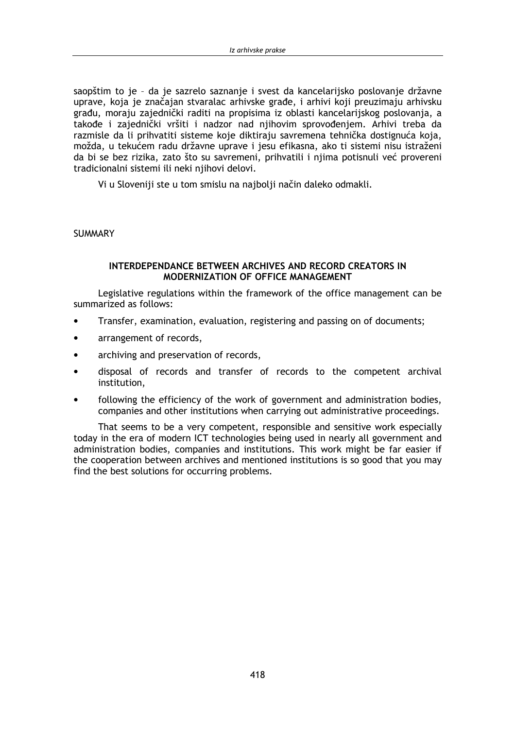saopštim to je – da je sazrelo saznanje i svest da kancelarijsko poslovanje državne uprave, koja je značajan stvaralac arhivske građe, i arhivi koji preuzimaju arhivsku građu, moraju zajednički raditi na propisima iz oblasti kancelarijskog poslovanja, a takođe i zajednički vršiti i nadzor nad njihovim sprovođenjem. Arhivi treba da razmisle da li prihvatiti sisteme koje diktiraju savremena tehnička dostignuća koja, možda, u tekućem radu državne uprave i jesu efikasna, ako ti sistemi nisu istraženi da bi se bez rizika, zato što su savremeni, prihvatili i njima potisnuli već provereni tradicionalni sistemi ili neki njihovi delovi.

Vi u Sloveniji ste u tom smislu na najbolji način daleko odmakli.

SUMMARY

**INTERDEPENDANCE BETWEEN ARCHIVES AND RECORD CREATORS IN MODERNIZATION OF OFFICE MANAGEMENT**

Legislative regulations within the framework of the office management can be summarized as follows:

- Transfer, examination, evaluation, registering and passing on of documents;
- arrangement of records,
- archiving and preservation of records,
- disposal of records and transfer of records to the competent archival institution,
- following the efficiency of the work of government and administration bodies, companies and other institutions when carrying out administrative proceedings.

That seems to be a very competent, responsible and sensitive work especially today in the era of modern ICT technologies being used in nearly all government and administration bodies, companies and institutions. This work might be far easier if the cooperation between archives and mentioned institutions is so good that you may find the best solutions for occurring problems.